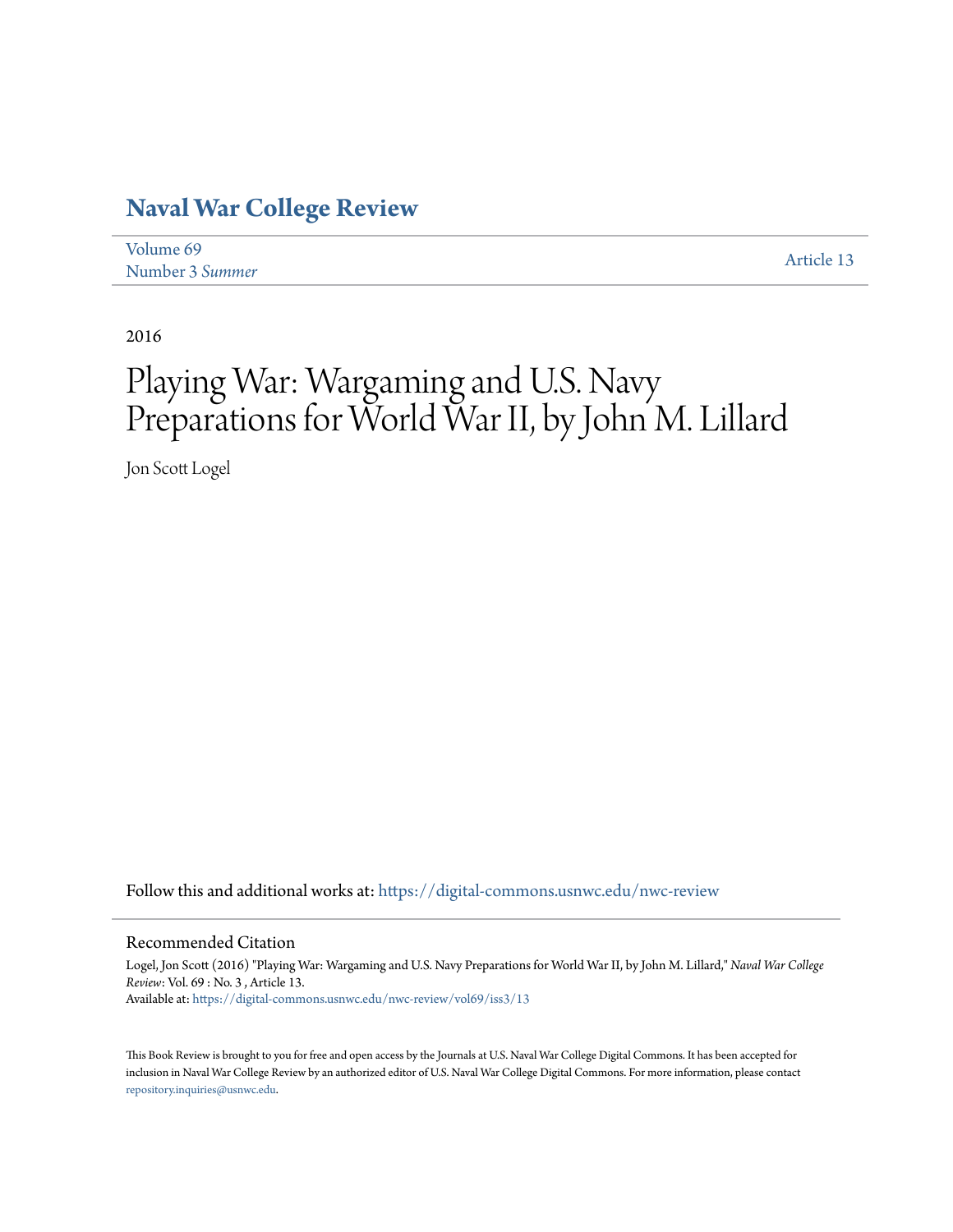# Naval War College Review

Volume 69
Number 3 *Summer*

Article 13

2016

# Playing War: Wargaming and U.S. Navy Preparations for World War II, by John M. Lillard

Jon Scott Logel

Follow this and additional works at: https://digital-commons.usnwc.edu/nwc-review

## Recommended Citation

Logel, Jon Scott (2016) "Playing War: Wargaming and U.S. Navy Preparations for World War II, by John M. Lillard," *Naval War College Review*: Vol. 69 : No. 3 , Article 13.
Available at: https://digital-commons.usnwc.edu/nwc-review/vol69/iss3/13

This Book Review is brought to you for free and open access by the Journals at U.S. Naval War College Digital Commons. It has been accepted for inclusion in Naval War College Review by an authorized editor of U.S. Naval War College Digital Commons. For more information, please contact repository.inquiries@usnwc.edu.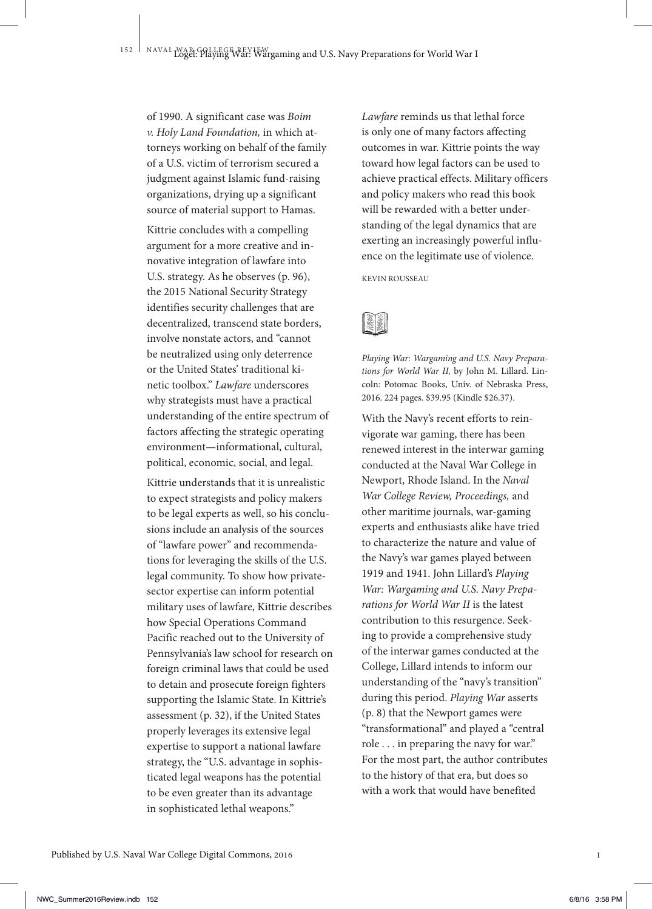of 1990. A significant case was *Boim v. Holy Land Foundation,* in which attorneys working on behalf of the family of a U.S. victim of terrorism secured a judgment against Islamic fund-raising organizations, drying up a significant source of material support to Hamas.

Kittrie concludes with a compelling argument for a more creative and innovative integration of lawfare into U.S. strategy. As he observes (p. 96), the 2015 National Security Strategy identifies security challenges that are decentralized, transcend state borders, involve nonstate actors, and "cannot be neutralized using only deterrence or the United States' traditional kinetic toolbox." *Lawfare* underscores why strategists must have a practical understanding of the entire spectrum of factors affecting the strategic operating environment—informational, cultural, political, economic, social, and legal.

Kittrie understands that it is unrealistic to expect strategists and policy makers to be legal experts as well, so his conclusions include an analysis of the sources of "lawfare power" and recommendations for leveraging the skills of the U.S. legal community. To show how private-sector expertise can inform potential military uses of lawfare, Kittrie describes how Special Operations Command Pacific reached out to the University of Pennsylvania's law school for research on foreign criminal laws that could be used to detain and prosecute foreign fighters supporting the Islamic State. In Kittrie's assessment (p. 32), if the United States properly leverages its extensive legal expertise to support a national lawfare strategy, the "U.S. advantage in sophisticated legal weapons has the potential to be even greater than its advantage in sophisticated lethal weapons."

*Lawfare* reminds us that lethal force is only one of many factors affecting outcomes in war. Kittrie points the way toward how legal factors can be used to achieve practical effects. Military officers and policy makers who read this book will be rewarded with a better understanding of the legal dynamics that are exerting an increasingly powerful influence on the legitimate use of violence.

KEVIN ROUSSEAU

*Playing War: Wargaming and U.S. Navy Preparations for World War II,* by John M. Lillard. Lincoln: Potomac Books, Univ. of Nebraska Press, 2016. 224 pages. $39.95 (Kindle $26.37).

With the Navy's recent efforts to reinvigorate war gaming, there has been renewed interest in the interwar gaming conducted at the Naval War College in Newport, Rhode Island. In the *Naval War College Review, Proceedings,* and other maritime journals, war-gaming experts and enthusiasts alike have tried to characterize the nature and value of the Navy's war games played between 1919 and 1941. John Lillard's *Playing War: Wargaming and U.S. Navy Preparations for World War II* is the latest contribution to this resurgence. Seeking to provide a comprehensive study of the interwar games conducted at the College, Lillard intends to inform our understanding of the "navy's transition" during this period. *Playing War* asserts (p. 8) that the Newport games were "transformational" and played a "central role . . . in preparing the navy for war." For the most part, the author contributes to the history of that era, but does so with a work that would have benefited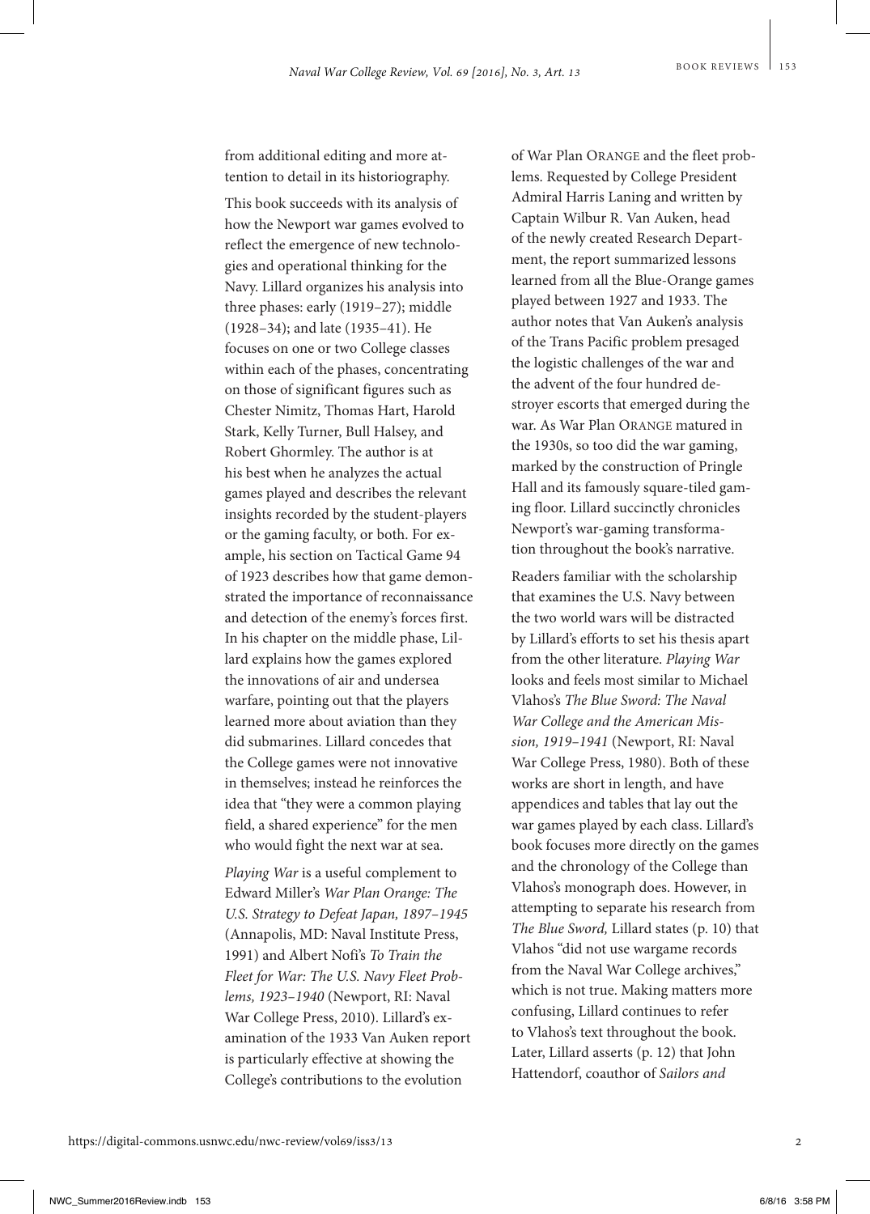from additional editing and more attention to detail in its historiography.

This book succeeds with its analysis of how the Newport war games evolved to reflect the emergence of new technologies and operational thinking for the Navy. Lillard organizes his analysis into three phases: early (1919–27); middle (1928–34); and late (1935–41). He focuses on one or two College classes within each of the phases, concentrating on those of significant figures such as Chester Nimitz, Thomas Hart, Harold Stark, Kelly Turner, Bull Halsey, and Robert Ghormley. The author is at his best when he analyzes the actual games played and describes the relevant insights recorded by the student-players or the gaming faculty, or both. For example, his section on Tactical Game 94 of 1923 describes how that game demonstrated the importance of reconnaissance and detection of the enemy's forces first. In his chapter on the middle phase, Lillard explains how the games explored the innovations of air and undersea warfare, pointing out that the players learned more about aviation than they did submarines. Lillard concedes that the College games were not innovative in themselves; instead he reinforces the idea that "they were a common playing field, a shared experience" for the men who would fight the next war at sea.

*Playing War* is a useful complement to Edward Miller's *War Plan Orange: The U.S. Strategy to Defeat Japan, 1897–1945* (Annapolis, MD: Naval Institute Press, 1991) and Albert Nofi's *To Train the Fleet for War: The U.S. Navy Fleet Problems, 1923–1940* (Newport, RI: Naval War College Press, 2010). Lillard's examination of the 1933 Van Auken report is particularly effective at showing the College's contributions to the evolution of War Plan ORANGE and the fleet problems. Requested by College President Admiral Harris Laning and written by Captain Wilbur R. Van Auken, head of the newly created Research Department, the report summarized lessons learned from all the Blue-Orange games played between 1927 and 1933. The author notes that Van Auken's analysis of the Trans Pacific problem presaged the logistic challenges of the war and the advent of the four hundred destroyer escorts that emerged during the war. As War Plan ORANGE matured in the 1930s, so too did the war gaming, marked by the construction of Pringle Hall and its famously square-tiled gaming floor. Lillard succinctly chronicles Newport's war-gaming transformation throughout the book's narrative.

Readers familiar with the scholarship that examines the U.S. Navy between the two world wars will be distracted by Lillard's efforts to set his thesis apart from the other literature. *Playing War* looks and feels most similar to Michael Vlahos's *The Blue Sword: The Naval War College and the American Mission, 1919–1941* (Newport, RI: Naval War College Press, 1980). Both of these works are short in length, and have appendices and tables that lay out the war games played by each class. Lillard's book focuses more directly on the games and the chronology of the College than Vlahos's monograph does. However, in attempting to separate his research from *The Blue Sword,* Lillard states (p. 10) that Vlahos "did not use wargame records from the Naval War College archives," which is not true. Making matters more confusing, Lillard continues to refer to Vlahos's text throughout the book. Later, Lillard asserts (p. 12) that John Hattendorf, coauthor of *Sailors and*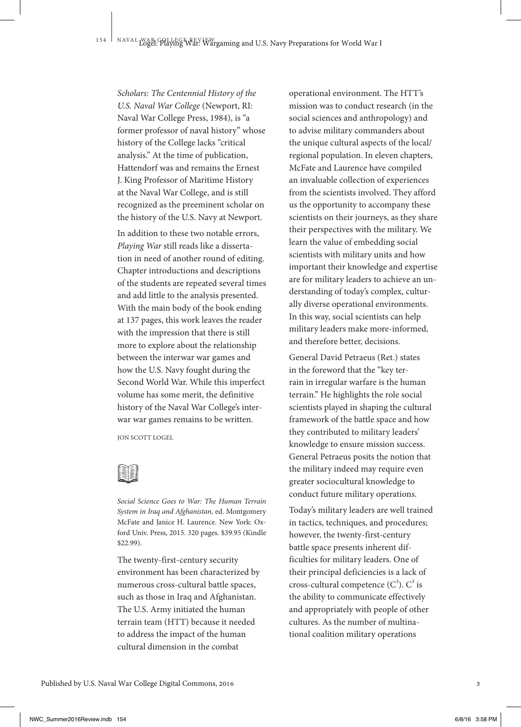*Scholars: The Centennial History of the U.S. Naval War College* (Newport, RI: Naval War College Press, 1984), is "a former professor of naval history" whose history of the College lacks "critical analysis." At the time of publication, Hattendorf was and remains the Ernest J. King Professor of Maritime History at the Naval War College, and is still recognized as the preeminent scholar on the history of the U.S. Navy at Newport.

In addition to these two notable errors, *Playing War* still reads like a dissertation in need of another round of editing. Chapter introductions and descriptions of the students are repeated several times and add little to the analysis presented. With the main body of the book ending at 137 pages, this work leaves the reader with the impression that there is still more to explore about the relationship between the interwar war games and how the U.S. Navy fought during the Second World War. While this imperfect volume has some merit, the definitive history of the Naval War College's interwar war games remains to be written.

JON SCOTT LOGEL

*Social Science Goes to War: The Human Terrain System in Iraq and Afghanistan,* ed. Montgomery McFate and Janice H. Laurence. New York: Oxford Univ. Press, 2015. 320 pages. $39.95 (Kindle $22.99).

The twenty-first-century security environment has been characterized by numerous cross-cultural battle spaces, such as those in Iraq and Afghanistan. The U.S. Army initiated the human terrain team (HTT) because it needed to address the impact of the human cultural dimension in the combat operational environment. The HTT's mission was to conduct research (in the social sciences and anthropology) and to advise military commanders about the unique cultural aspects of the local/regional population. In eleven chapters, McFate and Laurence have compiled an invaluable collection of experiences from the scientists involved. They afford us the opportunity to accompany these scientists on their journeys, as they share their perspectives with the military. We learn the value of embedding social scientists with military units and how important their knowledge and expertise are for military leaders to achieve an understanding of today's complex, culturally diverse operational environments. In this way, social scientists can help military leaders make more-informed, and therefore better, decisions.

General David Petraeus (Ret.) states in the foreword that the "key terrain in irregular warfare is the human terrain." He highlights the role social scientists played in shaping the cultural framework of the battle space and how they contributed to military leaders' knowledge to ensure mission success. General Petraeus posits the notion that the military indeed may require even greater sociocultural knowledge to conduct future military operations.

Today's military leaders are well trained in tactics, techniques, and procedures; however, the twenty-first-century battle space presents inherent difficulties for military leaders. One of their principal deficiencies is a lack of cross-cultural competence ($C^3$). $C^3$ is the ability to communicate effectively and appropriately with people of other cultures. As the number of multinational coalition military operations